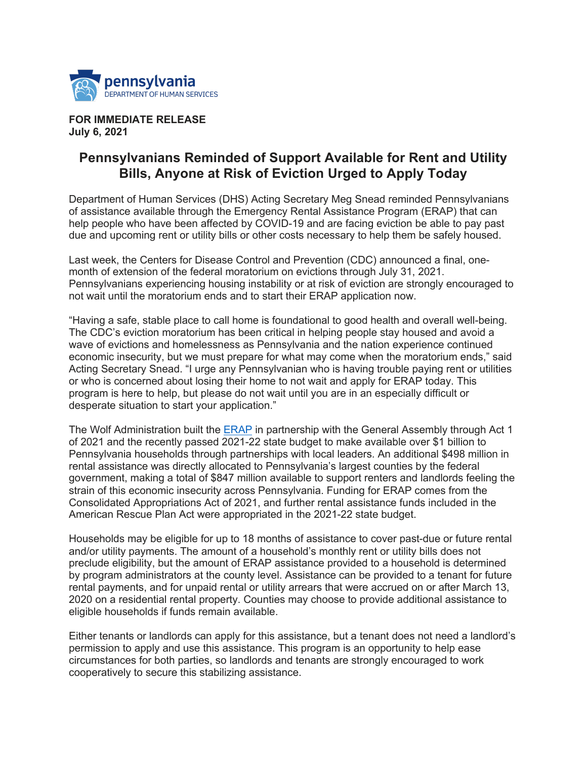pennsylvania
DEPARTMENT OF HUMAN SERVICES

**FOR IMMEDIATE RELEASE**
**July 6, 2021**

# Pennsylvanians Reminded of Support Available for Rent and Utility Bills, Anyone at Risk of Eviction Urged to Apply Today

Department of Human Services (DHS) Acting Secretary Meg Snead reminded Pennsylvanians of assistance available through the Emergency Rental Assistance Program (ERAP) that can help people who have been affected by COVID-19 and are facing eviction be able to pay past due and upcoming rent or utility bills or other costs necessary to help them be safely housed.

Last week, the Centers for Disease Control and Prevention (CDC) announced a final, one-month of extension of the federal moratorium on evictions through July 31, 2021. Pennsylvanians experiencing housing instability or at risk of eviction are strongly encouraged to not wait until the moratorium ends and to start their ERAP application now.

"Having a safe, stable place to call home is foundational to good health and overall well-being. The CDC's eviction moratorium has been critical in helping people stay housed and avoid a wave of evictions and homelessness as Pennsylvania and the nation experience continued economic insecurity, but we must prepare for what may come when the moratorium ends," said Acting Secretary Snead. "I urge any Pennsylvanian who is having trouble paying rent or utilities or who is concerned about losing their home to not wait and apply for ERAP today. This program is here to help, but please do not wait until you are in an especially difficult or desperate situation to start your application."

The Wolf Administration built the ERAP in partnership with the General Assembly through Act 1 of 2021 and the recently passed 2021-22 state budget to make available over $1 billion to Pennsylvania households through partnerships with local leaders. An additional $498 million in rental assistance was directly allocated to Pennsylvania's largest counties by the federal government, making a total of $847 million available to support renters and landlords feeling the strain of this economic insecurity across Pennsylvania. Funding for ERAP comes from the Consolidated Appropriations Act of 2021, and further rental assistance funds included in the American Rescue Plan Act were appropriated in the 2021-22 state budget.

Households may be eligible for up to 18 months of assistance to cover past-due or future rental and/or utility payments. The amount of a household's monthly rent or utility bills does not preclude eligibility, but the amount of ERAP assistance provided to a household is determined by program administrators at the county level. Assistance can be provided to a tenant for future rental payments, and for unpaid rental or utility arrears that were accrued on or after March 13, 2020 on a residential rental property. Counties may choose to provide additional assistance to eligible households if funds remain available.

Either tenants or landlords can apply for this assistance, but a tenant does not need a landlord's permission to apply and use this assistance. This program is an opportunity to help ease circumstances for both parties, so landlords and tenants are strongly encouraged to work cooperatively to secure this stabilizing assistance.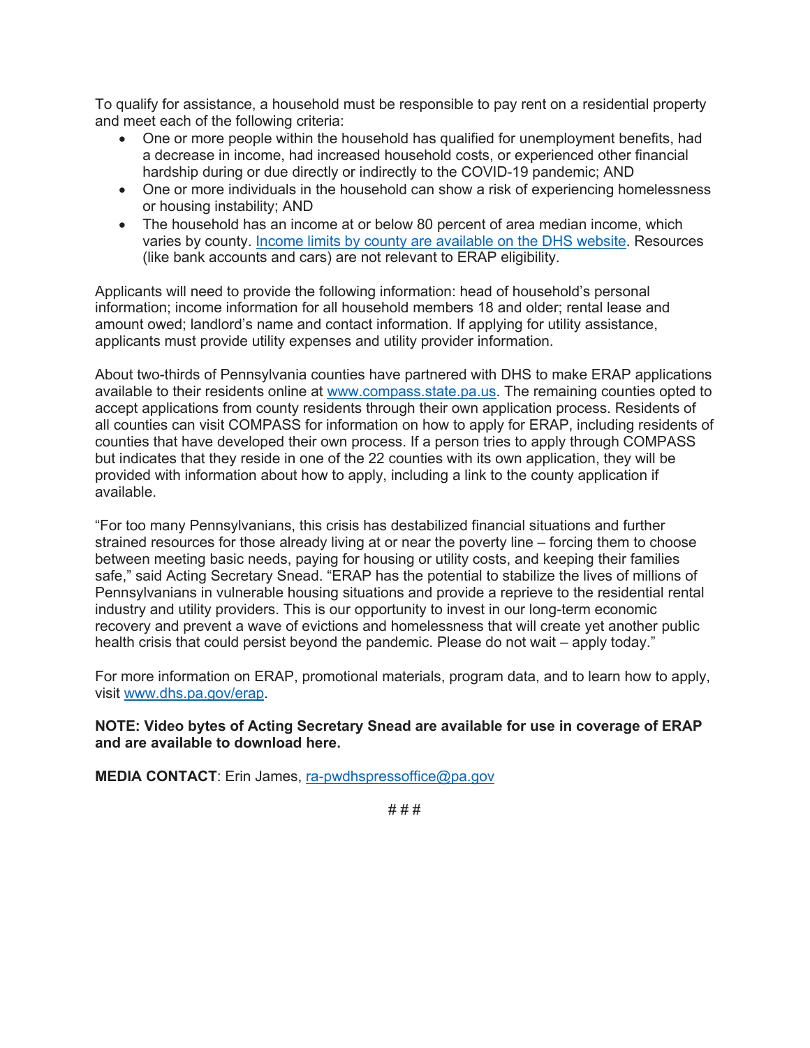To qualify for assistance, a household must be responsible to pay rent on a residential property and meet each of the following criteria:

- One or more people within the household has qualified for unemployment benefits, had a decrease in income, had increased household costs, or experienced other financial hardship during or due directly or indirectly to the COVID-19 pandemic; AND
- One or more individuals in the household can show a risk of experiencing homelessness or housing instability; AND
- The household has an income at or below 80 percent of area median income, which varies by county. [Income limits by county are available on the DHS website](). Resources (like bank accounts and cars) are not relevant to ERAP eligibility.

Applicants will need to provide the following information: head of household's personal information; income information for all household members 18 and older; rental lease and amount owed; landlord's name and contact information. If applying for utility assistance, applicants must provide utility expenses and utility provider information.

About two-thirds of Pennsylvania counties have partnered with DHS to make ERAP applications available to their residents online at [www.compass.state.pa.us](http://www.compass.state.pa.us). The remaining counties opted to accept applications from county residents through their own application process. Residents of all counties can visit COMPASS for information on how to apply for ERAP, including residents of counties that have developed their own process. If a person tries to apply through COMPASS but indicates that they reside in one of the 22 counties with its own application, they will be provided with information about how to apply, including a link to the county application if available.

"For too many Pennsylvanians, this crisis has destabilized financial situations and further strained resources for those already living at or near the poverty line – forcing them to choose between meeting basic needs, paying for housing or utility costs, and keeping their families safe," said Acting Secretary Snead. "ERAP has the potential to stabilize the lives of millions of Pennsylvanians in vulnerable housing situations and provide a reprieve to the residential rental industry and utility providers. This is our opportunity to invest in our long-term economic recovery and prevent a wave of evictions and homelessness that will create yet another public health crisis that could persist beyond the pandemic. Please do not wait – apply today."

For more information on ERAP, promotional materials, program data, and to learn how to apply, visit [www.dhs.pa.gov/erap](http://www.dhs.pa.gov/erap).

**NOTE: Video bytes of Acting Secretary Snead are available for use in coverage of ERAP and are available to download here.**

**MEDIA CONTACT**: Erin James, [ra-pwdhspressoffice@pa.gov](mailto:ra-pwdhspressoffice@pa.gov)

# # #